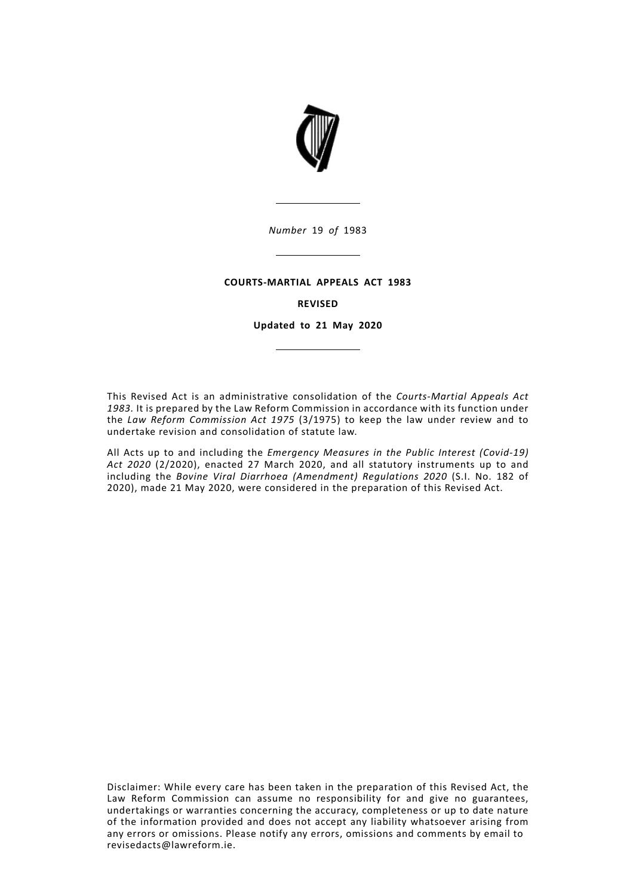*Number* 19 *of* 1983

**COURTS-MARTIAL APPEALS ACT 1983**

**REVISED**

**Updated to 21 May 2020**

This Revised Act is an administrative consolidation of the *Courts-Martial Appeals Act 1983*. It is prepared by the Law Reform Commission in accordance with its function under the *Law Reform Commission Act 1975* (3/1975) to keep the law under review and to undertake revision and consolidation of statute law.

All Acts up to and including the *Emergency Measures in the Public Interest (Covid-19) Act 2020* (2/2020), enacted 27 March 2020, and all statutory instruments up to and including the *Bovine Viral Diarrhoea (Amendment) Regulations 2020* (S.I. No. 182 of 2020), made 21 May 2020, were considered in the preparation of this Revised Act.

Disclaimer: While every care has been taken in the preparation of this Revised Act, the Law Reform Commission can assume no responsibility for and give no guarantees, undertakings or warranties concerning the accuracy, completeness or up to date nature of the information provided and does not accept any liability whatsoever arising from any errors or omissions. Please notify any errors, omissions and comments by email to revisedacts@lawreform.ie.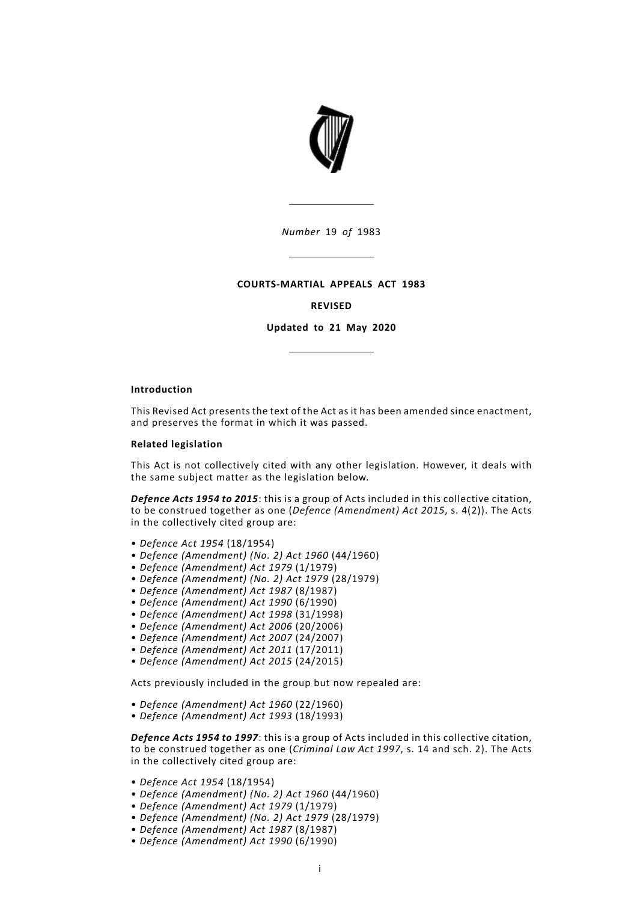*Number* 19 *of* 1983

**COURTS-MARTIAL APPEALS ACT 1983**

**REVISED**

**Updated to 21 May 2020**

**Introduction**

This Revised Act presents the text of the Act as it has been amended since enactment, and preserves the format in which it was passed.

**Related legislation**

This Act is not collectively cited with any other legislation. However, it deals with the same subject matter as the legislation below.

***Defence Acts 1954 to 2015***: this is a group of Acts included in this collective citation, to be construed together as one (*Defence (Amendment) Act 2015*, s. 4(2)). The Acts in the collectively cited group are:

- *Defence Act 1954* (18/1954)
- *Defence (Amendment) (No. 2) Act 1960* (44/1960)
- *Defence (Amendment) Act 1979* (1/1979)
- *Defence (Amendment) (No. 2) Act 1979* (28/1979)
- *Defence (Amendment) Act 1987* (8/1987)
- *Defence (Amendment) Act 1990* (6/1990)
- *Defence (Amendment) Act 1998* (31/1998)
- *Defence (Amendment) Act 2006* (20/2006)
- *Defence (Amendment) Act 2007* (24/2007)
- *Defence (Amendment) Act 2011* (17/2011)
- *Defence (Amendment) Act 2015* (24/2015)

Acts previously included in the group but now repealed are:

- *Defence (Amendment) Act 1960* (22/1960)
- *Defence (Amendment) Act 1993* (18/1993)

***Defence Acts 1954 to 1997***: this is a group of Acts included in this collective citation, to be construed together as one (*Criminal Law Act 1997*, s. 14 and sch. 2). The Acts in the collectively cited group are:

- *Defence Act 1954* (18/1954)
- *Defence (Amendment) (No. 2) Act 1960* (44/1960)
- *Defence (Amendment) Act 1979* (1/1979)
- *Defence (Amendment) (No. 2) Act 1979* (28/1979)
- *Defence (Amendment) Act 1987* (8/1987)
- *Defence (Amendment) Act 1990* (6/1990)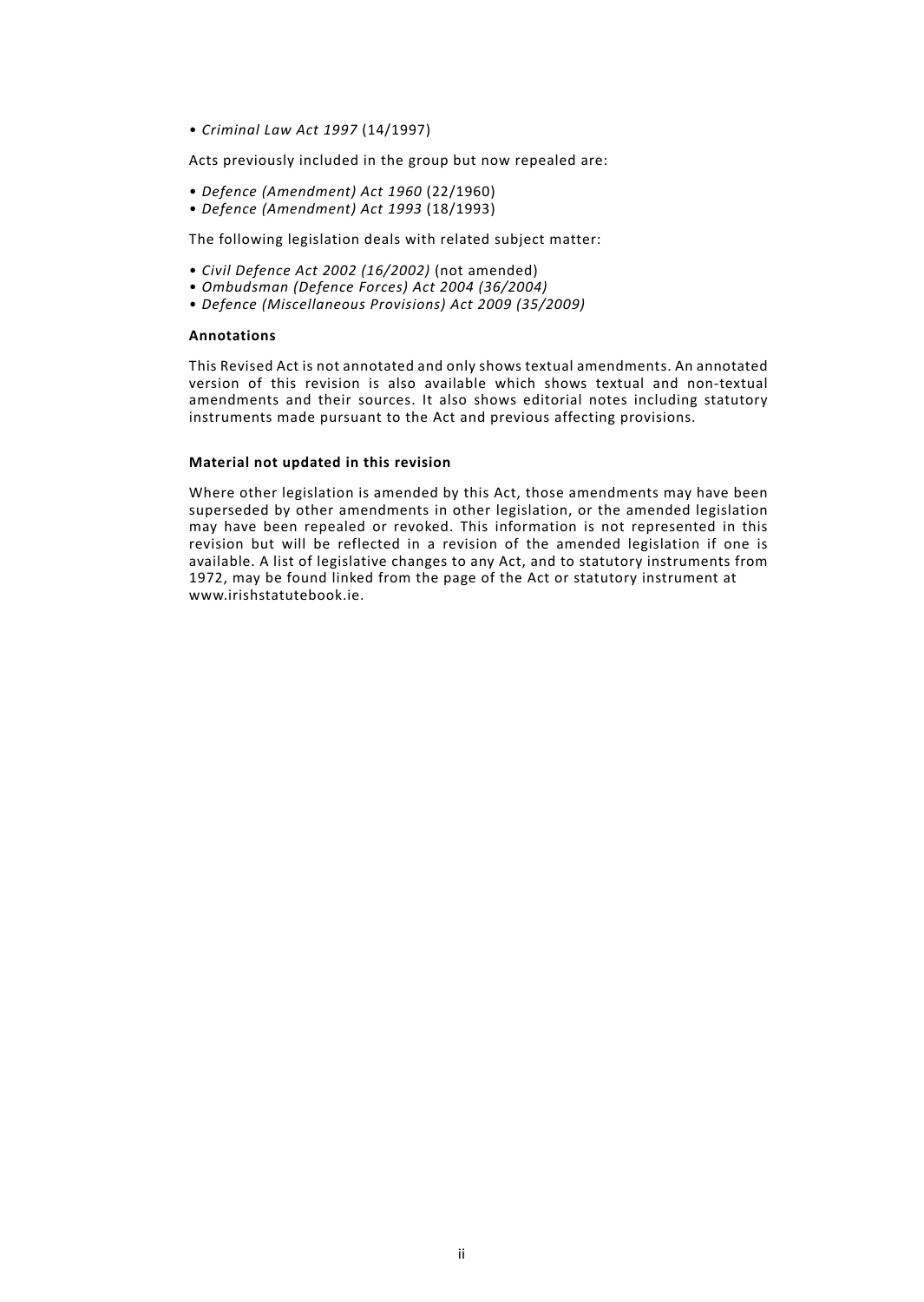- *Criminal Law Act 1997* (14/1997)

Acts previously included in the group but now repealed are:

- *Defence (Amendment) Act 1960* (22/1960)
- *Defence (Amendment) Act 1993* (18/1993)

The following legislation deals with related subject matter:

- *Civil Defence Act 2002 (16/2002)* (not amended)
- *Ombudsman (Defence Forces) Act 2004 (36/2004)*
- *Defence (Miscellaneous Provisions) Act 2009 (35/2009)*

**Annotations**

This Revised Act is not annotated and only shows textual amendments. An annotated version of this revision is also available which shows textual and non-textual amendments and their sources. It also shows editorial notes including statutory instruments made pursuant to the Act and previous affecting provisions.

**Material not updated in this revision**

Where other legislation is amended by this Act, those amendments may have been superseded by other amendments in other legislation, or the amended legislation may have been repealed or revoked. This information is not represented in this revision but will be reflected in a revision of the amended legislation if one is available. A list of legislative changes to any Act, and to statutory instruments from 1972, may be found linked from the page of the Act or statutory instrument at www.irishstatutebook.ie.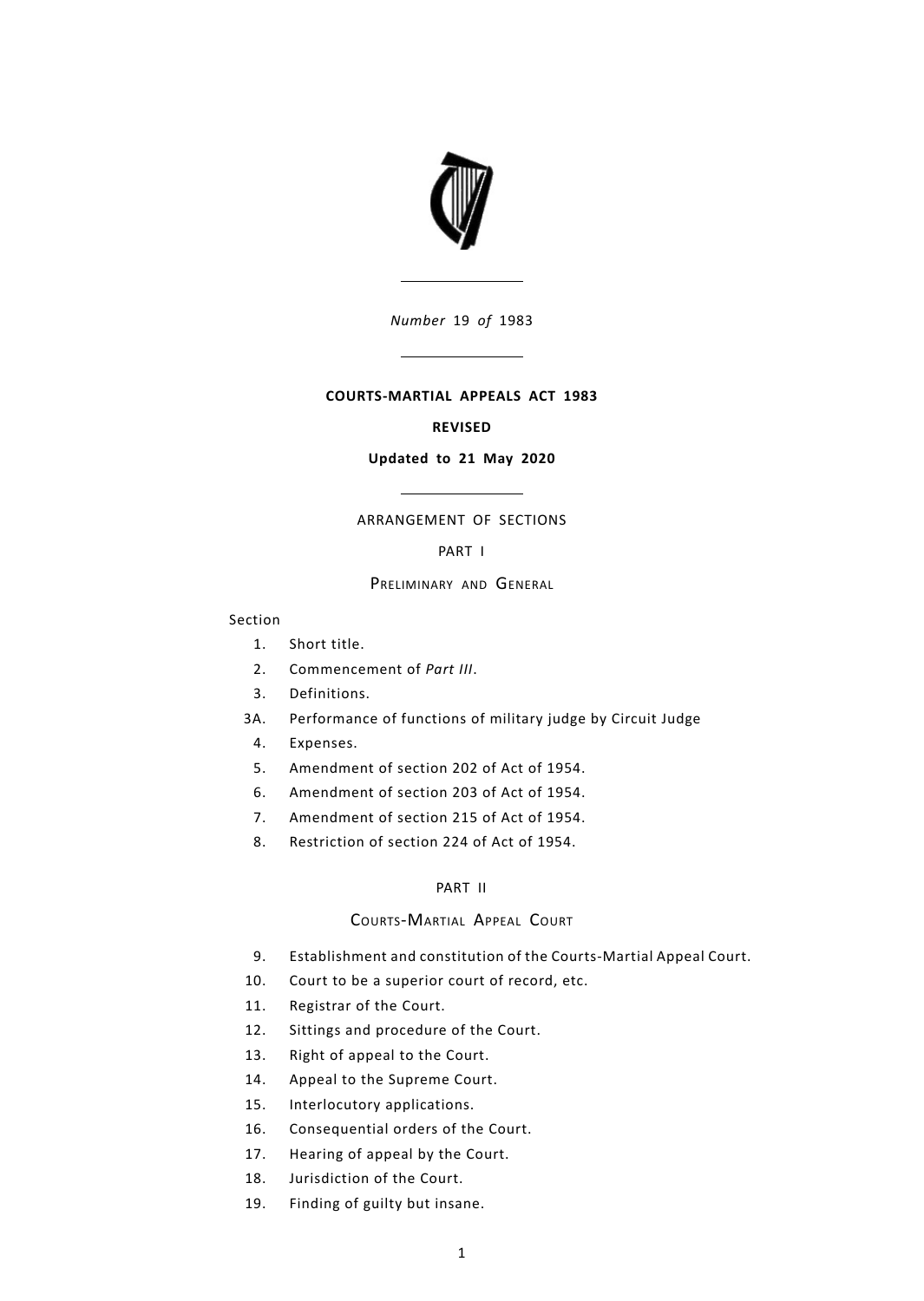*Number* 19 *of* 1983

**COURTS-MARTIAL APPEALS ACT 1983**

**REVISED**

**Updated to 21 May 2020**

ARRANGEMENT OF SECTIONS

PART I

PRELIMINARY AND GENERAL

Section

1. Short title.
2. Commencement of *Part III*.
3. Definitions.

3A. Performance of functions of military judge by Circuit Judge

4. Expenses.
5. Amendment of section 202 of Act of 1954.
6. Amendment of section 203 of Act of 1954.
7. Amendment of section 215 of Act of 1954.
8. Restriction of section 224 of Act of 1954.

PART II

COURTS-MARTIAL APPEAL COURT

9. Establishment and constitution of the Courts-Martial Appeal Court.
10. Court to be a superior court of record, etc.
11. Registrar of the Court.
12. Sittings and procedure of the Court.
13. Right of appeal to the Court.
14. Appeal to the Supreme Court.
15. Interlocutory applications.
16. Consequential orders of the Court.
17. Hearing of appeal by the Court.
18. Jurisdiction of the Court.
19. Finding of guilty but insane.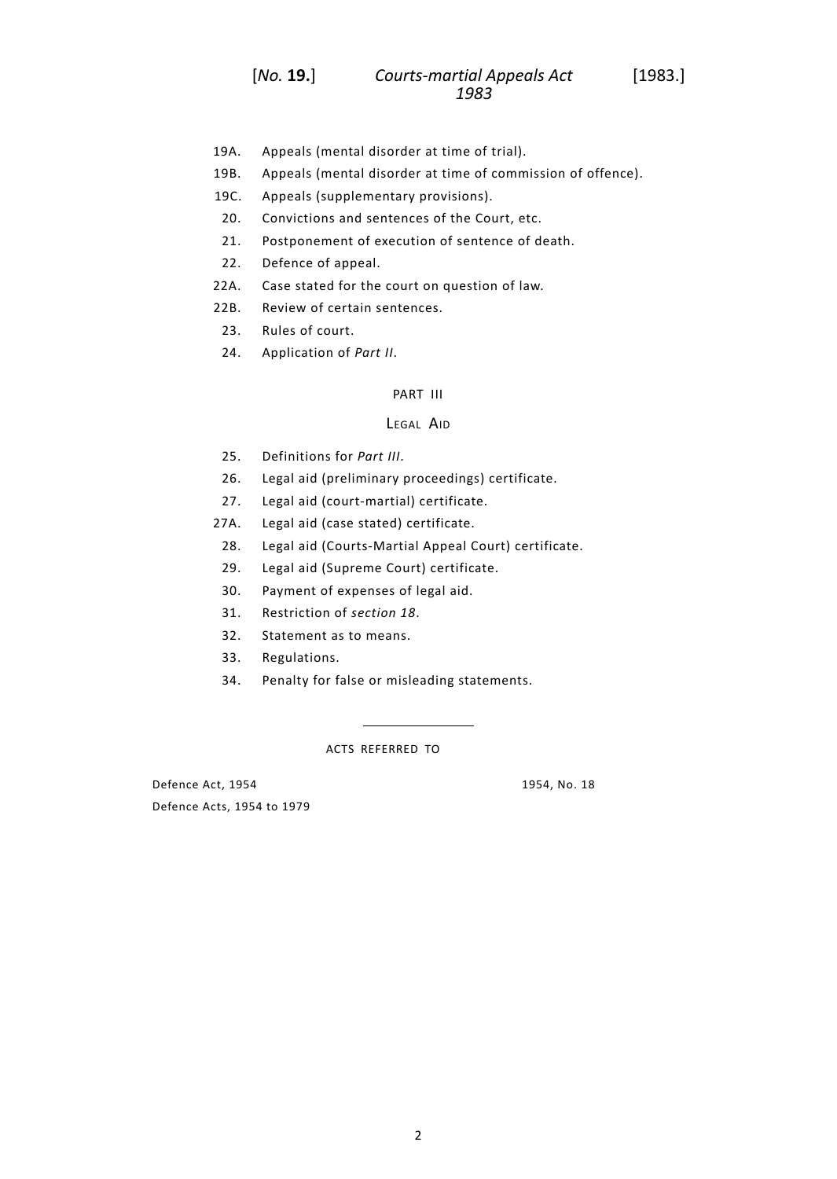19A. Appeals (mental disorder at time of trial).

19B. Appeals (mental disorder at time of commission of offence).

19C. Appeals (supplementary provisions).

20. Convictions and sentences of the Court, etc.

21. Postponement of execution of sentence of death.

22. Defence of appeal.

22A. Case stated for the court on question of law.

22B. Review of certain sentences.

23. Rules of court.

24. Application of *Part II*.

## PART III

## Legal Aid

25. Definitions for *Part III*.

26. Legal aid (preliminary proceedings) certificate.

27. Legal aid (court-martial) certificate.

27A. Legal aid (case stated) certificate.

28. Legal aid (Courts-Martial Appeal Court) certificate.

29. Legal aid (Supreme Court) certificate.

30. Payment of expenses of legal aid.

31. Restriction of *section 18*.

32. Statement as to means.

33. Regulations.

34. Penalty for false or misleading statements.

---

ACTS REFERRED TO

| | |
|---|---|
| Defence Act, 1954 | 1954, No. 18 |
| Defence Acts, 1954 to 1979 | |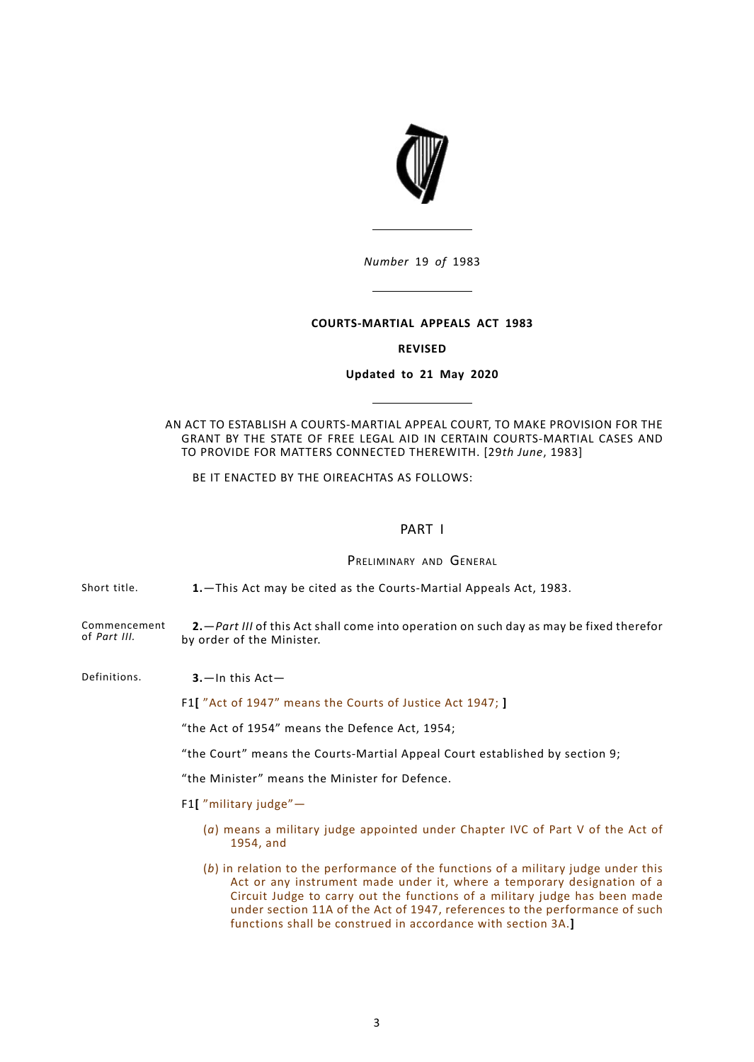*Number* 19 *of* 1983

**COURTS-MARTIAL APPEALS ACT 1983**

**REVISED**

**Updated to 21 May 2020**

AN ACT TO ESTABLISH A COURTS-MARTIAL APPEAL COURT, TO MAKE PROVISION FOR THE GRANT BY THE STATE OF FREE LEGAL AID IN CERTAIN COURTS-MARTIAL CASES AND TO PROVIDE FOR MATTERS CONNECTED THEREWITH. [29*th June*, 1983]

BE IT ENACTED BY THE OIREACHTAS AS FOLLOWS:

## PART I

### Preliminary and General

Short title.

**1.**—This Act may be cited as the Courts-Martial Appeals Act, 1983.

Commencement of *Part III*.

**2.**—*Part III* of this Act shall come into operation on such day as may be fixed therefor by order of the Minister.

Definitions.

**3.**—In this Act—

F1[ "Act of 1947" means the Courts of Justice Act 1947; ]

"the Act of 1954" means the Defence Act, 1954;

"the Court" means the Courts-Martial Appeal Court established by section 9;

"the Minister" means the Minister for Defence.

F1[ "military judge"—

(*a*) means a military judge appointed under Chapter IVC of Part V of the Act of 1954, and

(*b*) in relation to the performance of the functions of a military judge under this Act or any instrument made under it, where a temporary designation of a Circuit Judge to carry out the functions of a military judge has been made under section 11A of the Act of 1947, references to the performance of such functions shall be construed in accordance with section 3A.]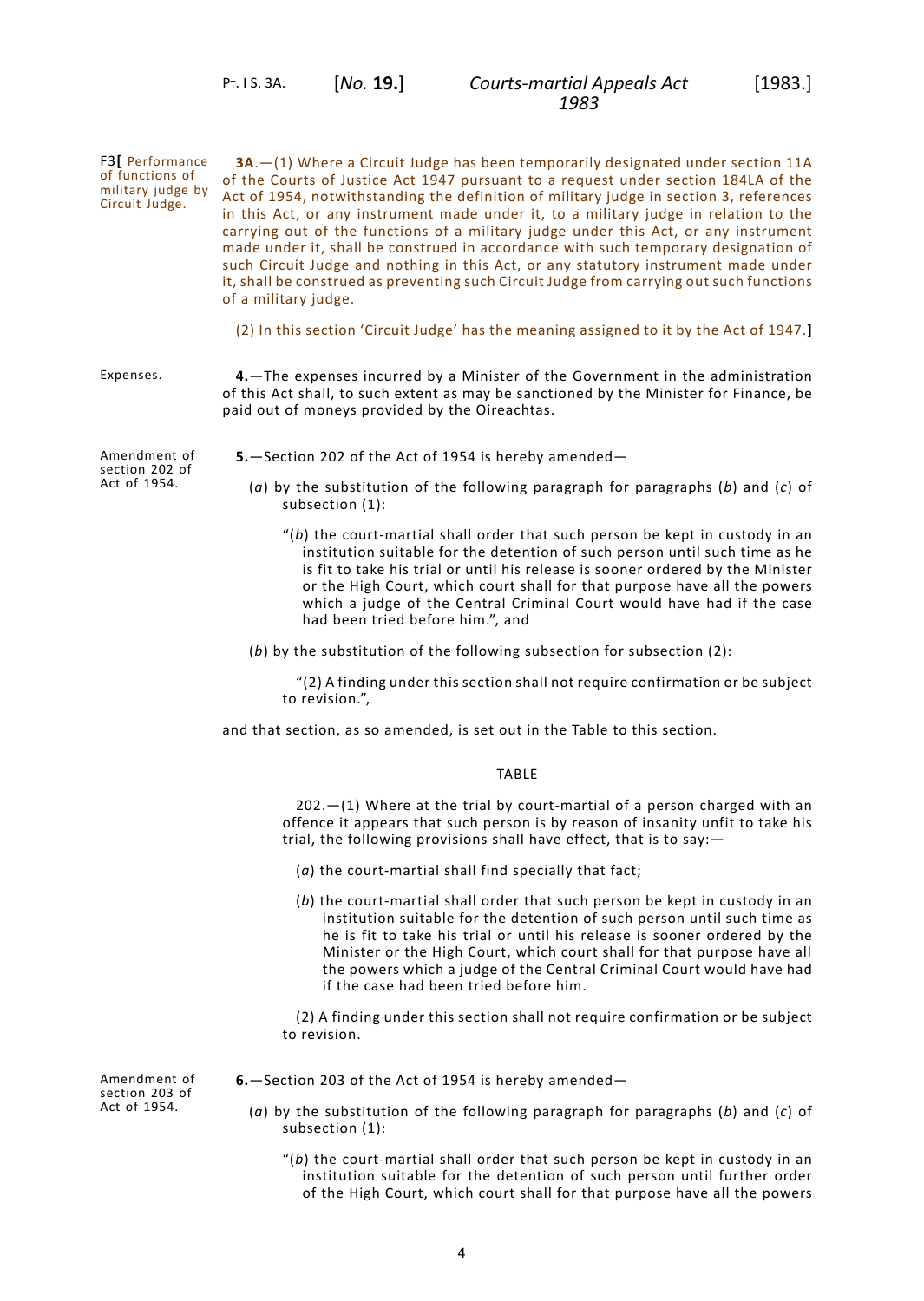F3[ Performance of functions of military judge by Circuit Judge.

**3A**.—(1) Where a Circuit Judge has been temporarily designated under section 11A of the Courts of Justice Act 1947 pursuant to a request under section 184LA of the Act of 1954, notwithstanding the definition of military judge in section 3, references in this Act, or any instrument made under it, to a military judge in relation to the carrying out of the functions of a military judge under this Act, or any instrument made under it, shall be construed in accordance with such temporary designation of such Circuit Judge and nothing in this Act, or any statutory instrument made under it, shall be construed as preventing such Circuit Judge from carrying out such functions of a military judge.

(2) In this section 'Circuit Judge' has the meaning assigned to it by the Act of 1947.**]**

Expenses.

**4.**—The expenses incurred by a Minister of the Government in the administration of this Act shall, to such extent as may be sanctioned by the Minister for Finance, be paid out of moneys provided by the Oireachtas.

Amendment of section 202 of Act of 1954.

**5.**—Section 202 of the Act of 1954 is hereby amended—

(*a*) by the substitution of the following paragraph for paragraphs (*b*) and (*c*) of subsection (1):

"(*b*) the court-martial shall order that such person be kept in custody in an institution suitable for the detention of such person until such time as he is fit to take his trial or until his release is sooner ordered by the Minister or the High Court, which court shall for that purpose have all the powers which a judge of the Central Criminal Court would have had if the case had been tried before him.", and

(*b*) by the substitution of the following subsection for subsection (2):

"(2) A finding under this section shall not require confirmation or be subject to revision.",

and that section, as so amended, is set out in the Table to this section.

TABLE

202.—(1) Where at the trial by court-martial of a person charged with an offence it appears that such person is by reason of insanity unfit to take his trial, the following provisions shall have effect, that is to say:—

(*a*) the court-martial shall find specially that fact;

(*b*) the court-martial shall order that such person be kept in custody in an institution suitable for the detention of such person until such time as he is fit to take his trial or until his release is sooner ordered by the Minister or the High Court, which court shall for that purpose have all the powers which a judge of the Central Criminal Court would have had if the case had been tried before him.

(2) A finding under this section shall not require confirmation or be subject to revision.

Amendment of section 203 of Act of 1954.

**6.**—Section 203 of the Act of 1954 is hereby amended—

(*a*) by the substitution of the following paragraph for paragraphs (*b*) and (*c*) of subsection (1):

"(*b*) the court-martial shall order that such person be kept in custody in an institution suitable for the detention of such person until further order of the High Court, which court shall for that purpose have all the powers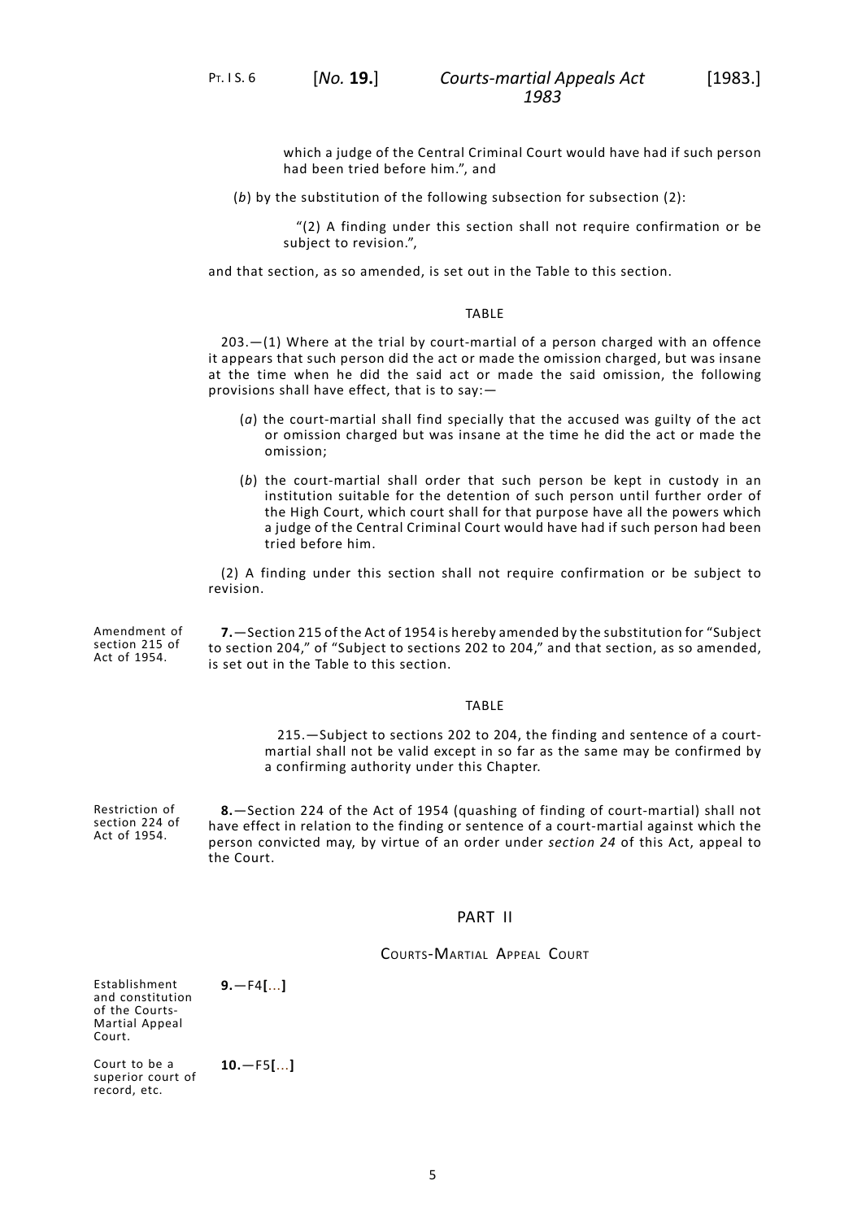which a judge of the Central Criminal Court would have had if such person had been tried before him.", and

(*b*) by the substitution of the following subsection for subsection (2):

"(2) A finding under this section shall not require confirmation or be subject to revision.",

and that section, as so amended, is set out in the Table to this section.

TABLE

203.—(1) Where at the trial by court-martial of a person charged with an offence it appears that such person did the act or made the omission charged, but was insane at the time when he did the said act or made the said omission, the following provisions shall have effect, that is to say:—

(*a*) the court-martial shall find specially that the accused was guilty of the act or omission charged but was insane at the time he did the act or made the omission;

(*b*) the court-martial shall order that such person be kept in custody in an institution suitable for the detention of such person until further order of the High Court, which court shall for that purpose have all the powers which a judge of the Central Criminal Court would have had if such person had been tried before him.

(2) A finding under this section shall not require confirmation or be subject to revision.

Amendment of section 215 of Act of 1954.

**7.**—Section 215 of the Act of 1954 is hereby amended by the substitution for "Subject to section 204," of "Subject to sections 202 to 204," and that section, as so amended, is set out in the Table to this section.

TABLE

215.—Subject to sections 202 to 204, the finding and sentence of a court-martial shall not be valid except in so far as the same may be confirmed by a confirming authority under this Chapter.

Restriction of section 224 of Act of 1954.

**8.**—Section 224 of the Act of 1954 (quashing of finding of court-martial) shall not have effect in relation to the finding or sentence of a court-martial against which the person convicted may, by virtue of an order under *section 24* of this Act, appeal to the Court.

## PART II

### COURTS-MARTIAL APPEAL COURT

Establishment and constitution of the Courts-Martial Appeal Court.

**9.**—F4**[**...**]**

Court to be a superior court of record, etc.

**10.**—F5**[**...**]**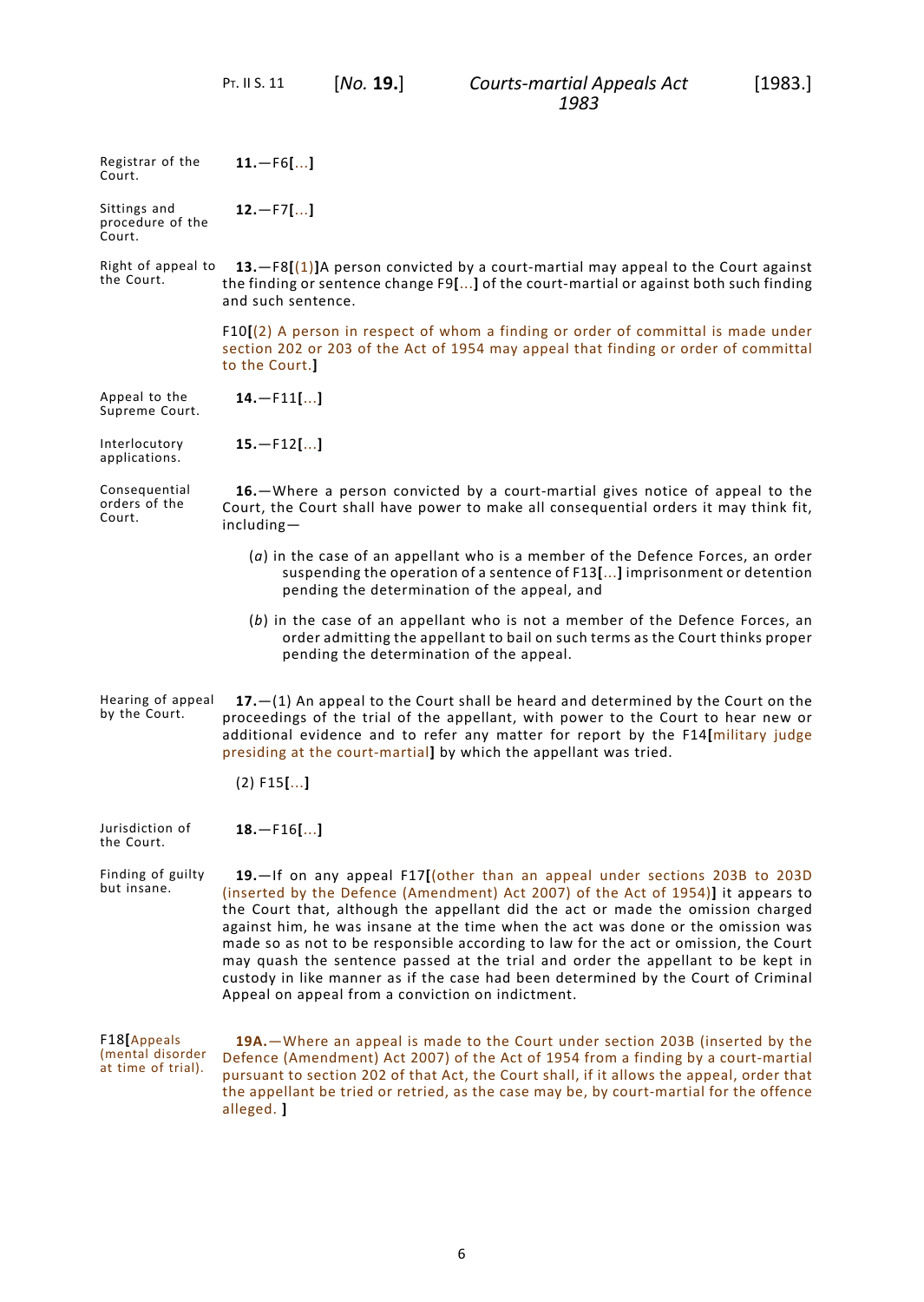Registrar of the Court.

**11.**—F6**[**...**]**

Sittings and procedure of the Court.

**12.**—F7**[**...**]**

Right of appeal to the Court.

**13.**—F8**[**(1)**]**A person convicted by a court-martial may appeal to the Court against the finding or sentence change F9**[**...**]** of the court-martial or against both such finding and such sentence.

F10**[**(2) A person in respect of whom a finding or order of committal is made under section 202 or 203 of the Act of 1954 may appeal that finding or order of committal to the Court.**]**

Appeal to the Supreme Court.

**14.**—F11**[**...**]**

Interlocutory applications.

**15.**—F12**[**...**]**

Consequential orders of the Court.

**16.**—Where a person convicted by a court-martial gives notice of appeal to the Court, the Court shall have power to make all consequential orders it may think fit, including—

(*a*) in the case of an appellant who is a member of the Defence Forces, an order suspending the operation of a sentence of F13**[**...**]** imprisonment or detention pending the determination of the appeal, and

(*b*) in the case of an appellant who is not a member of the Defence Forces, an order admitting the appellant to bail on such terms as the Court thinks proper pending the determination of the appeal.

Hearing of appeal by the Court.

**17.**—(1) An appeal to the Court shall be heard and determined by the Court on the proceedings of the trial of the appellant, with power to the Court to hear new or additional evidence and to refer any matter for report by the F14**[**military judge presiding at the court-martial**]** by which the appellant was tried.

(2) F15**[**...**]**

Jurisdiction of the Court.

**18.**—F16**[**...**]**

Finding of guilty but insane.

**19.**—If on any appeal F17**[**(other than an appeal under sections 203B to 203D (inserted by the Defence (Amendment) Act 2007) of the Act of 1954)**]** it appears to the Court that, although the appellant did the act or made the omission charged against him, he was insane at the time when the act was done or the omission was made so as not to be responsible according to law for the act or omission, the Court may quash the sentence passed at the trial and order the appellant to be kept in custody in like manner as if the case had been determined by the Court of Criminal Appeal on appeal from a conviction on indictment.

F18**[**Appeals (mental disorder at time of trial).

**19A.**—Where an appeal is made to the Court under section 203B (inserted by the Defence (Amendment) Act 2007) of the Act of 1954 from a finding by a court-martial pursuant to section 202 of that Act, the Court shall, if it allows the appeal, order that the appellant be tried or retried, as the case may be, by court-martial for the offence alleged. **]**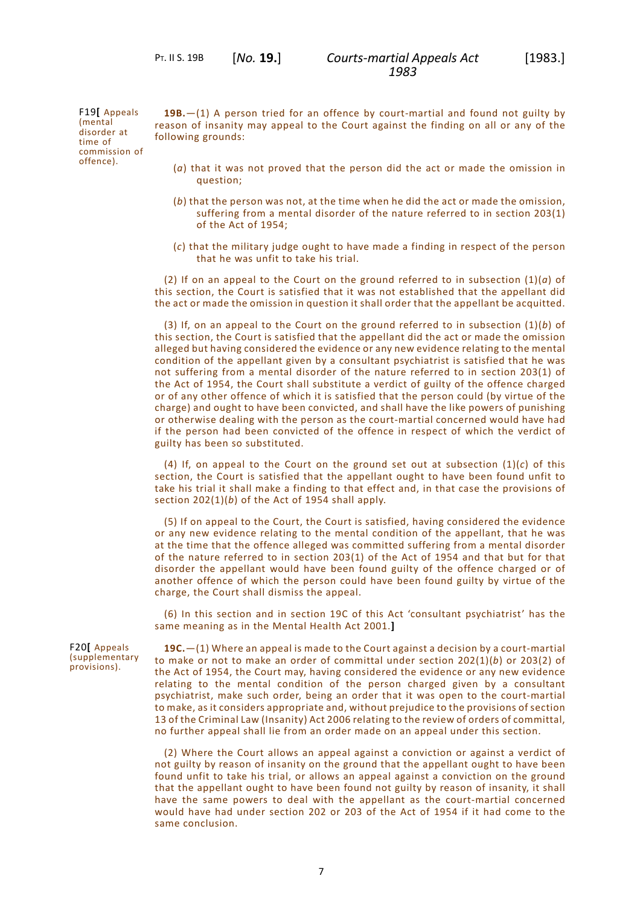F19[ Appeals (mental disorder at time of commission of offence).

**19B.**—(1) A person tried for an offence by court-martial and found not guilty by reason of insanity may appeal to the Court against the finding on all or any of the following grounds:

(*a*) that it was not proved that the person did the act or made the omission in question;

(*b*) that the person was not, at the time when he did the act or made the omission, suffering from a mental disorder of the nature referred to in section 203(1) of the Act of 1954;

(*c*) that the military judge ought to have made a finding in respect of the person that he was unfit to take his trial.

(2) If on an appeal to the Court on the ground referred to in subsection (1)(*a*) of this section, the Court is satisfied that it was not established that the appellant did the act or made the omission in question it shall order that the appellant be acquitted.

(3) If, on an appeal to the Court on the ground referred to in subsection (1)(*b*) of this section, the Court is satisfied that the appellant did the act or made the omission alleged but having considered the evidence or any new evidence relating to the mental condition of the appellant given by a consultant psychiatrist is satisfied that he was not suffering from a mental disorder of the nature referred to in section 203(1) of the Act of 1954, the Court shall substitute a verdict of guilty of the offence charged or of any other offence of which it is satisfied that the person could (by virtue of the charge) and ought to have been convicted, and shall have the like powers of punishing or otherwise dealing with the person as the court-martial concerned would have had if the person had been convicted of the offence in respect of which the verdict of guilty has been so substituted.

(4) If, on appeal to the Court on the ground set out at subsection (1)(*c*) of this section, the Court is satisfied that the appellant ought to have been found unfit to take his trial it shall make a finding to that effect and, in that case the provisions of section 202(1)(*b*) of the Act of 1954 shall apply.

(5) If on appeal to the Court, the Court is satisfied, having considered the evidence or any new evidence relating to the mental condition of the appellant, that he was at the time that the offence alleged was committed suffering from a mental disorder of the nature referred to in section 203(1) of the Act of 1954 and that but for that disorder the appellant would have been found guilty of the offence charged or of another offence of which the person could have been found guilty by virtue of the charge, the Court shall dismiss the appeal.

(6) In this section and in section 19C of this Act 'consultant psychiatrist' has the same meaning as in the Mental Health Act 2001.**]**

F20[ Appeals (supplementary provisions).

**19C.**—(1) Where an appeal is made to the Court against a decision by a court-martial to make or not to make an order of committal under section 202(1)(*b*) or 203(2) of the Act of 1954, the Court may, having considered the evidence or any new evidence relating to the mental condition of the person charged given by a consultant psychiatrist, make such order, being an order that it was open to the court-martial to make, as it considers appropriate and, without prejudice to the provisions of section 13 of the Criminal Law (Insanity) Act 2006 relating to the review of orders of committal, no further appeal shall lie from an order made on an appeal under this section.

(2) Where the Court allows an appeal against a conviction or against a verdict of not guilty by reason of insanity on the ground that the appellant ought to have been found unfit to take his trial, or allows an appeal against a conviction on the ground that the appellant ought to have been found not guilty by reason of insanity, it shall have the same powers to deal with the appellant as the court-martial concerned would have had under section 202 or 203 of the Act of 1954 if it had come to the same conclusion.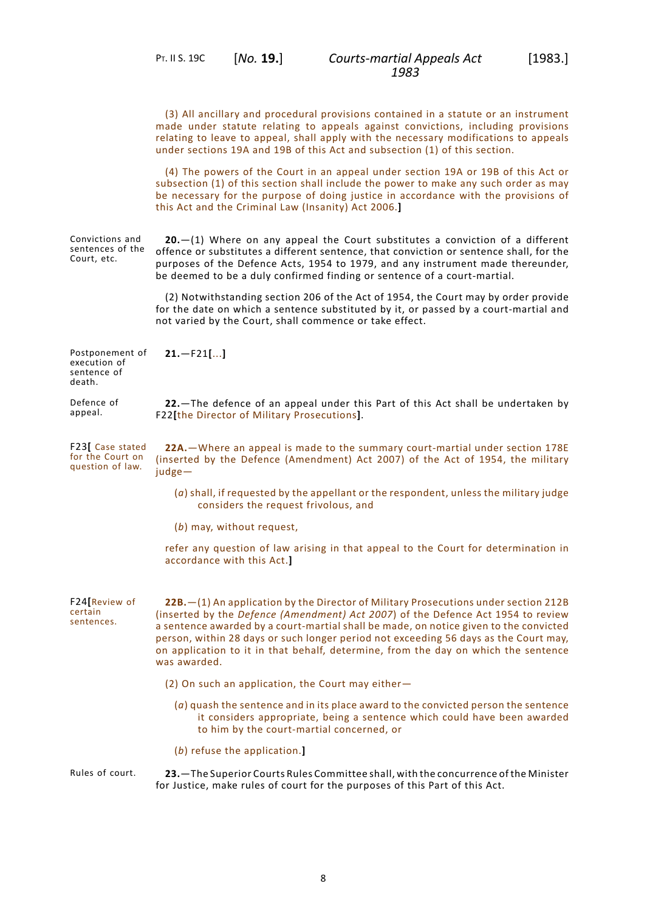(3) All ancillary and procedural provisions contained in a statute or an instrument made under statute relating to appeals against convictions, including provisions relating to leave to appeal, shall apply with the necessary modifications to appeals under sections 19A and 19B of this Act and subsection (1) of this section.

(4) The powers of the Court in an appeal under section 19A or 19B of this Act or subsection (1) of this section shall include the power to make any such order as may be necessary for the purpose of doing justice in accordance with the provisions of this Act and the Criminal Law (Insanity) Act 2006.]

Convictions and sentences of the Court, etc.

**20.**—(1) Where on any appeal the Court substitutes a conviction of a different offence or substitutes a different sentence, that conviction or sentence shall, for the purposes of the Defence Acts, 1954 to 1979, and any instrument made thereunder, be deemed to be a duly confirmed finding or sentence of a court-martial.

(2) Notwithstanding section 206 of the Act of 1954, the Court may by order provide for the date on which a sentence substituted by it, or passed by a court-martial and not varied by the Court, shall commence or take effect.

Postponement of execution of sentence of death.

**21.**—F21**[**...**]**

Defence of appeal.

**22.**—The defence of an appeal under this Part of this Act shall be undertaken by F22**[**the Director of Military Prosecutions**]**.

F23**[** Case stated for the Court on question of law.

**22A.**—Where an appeal is made to the summary court-martial under section 178E (inserted by the Defence (Amendment) Act 2007) of the Act of 1954, the military judge—

(*a*) shall, if requested by the appellant or the respondent, unless the military judge considers the request frivolous, and

(*b*) may, without request,

refer any question of law arising in that appeal to the Court for determination in accordance with this Act.**]**

F24**[**Review of certain sentences.

**22B.**—(1) An application by the Director of Military Prosecutions under section 212B (inserted by the *Defence (Amendment) Act 2007*) of the Defence Act 1954 to review a sentence awarded by a court-martial shall be made, on notice given to the convicted person, within 28 days or such longer period not exceeding 56 days as the Court may, on application to it in that behalf, determine, from the day on which the sentence was awarded.

(2) On such an application, the Court may either—

(*a*) quash the sentence and in its place award to the convicted person the sentence it considers appropriate, being a sentence which could have been awarded to him by the court-martial concerned, or

(*b*) refuse the application.**]**

Rules of court.

**23.**—The Superior Courts Rules Committee shall, with the concurrence of the Minister for Justice, make rules of court for the purposes of this Part of this Act.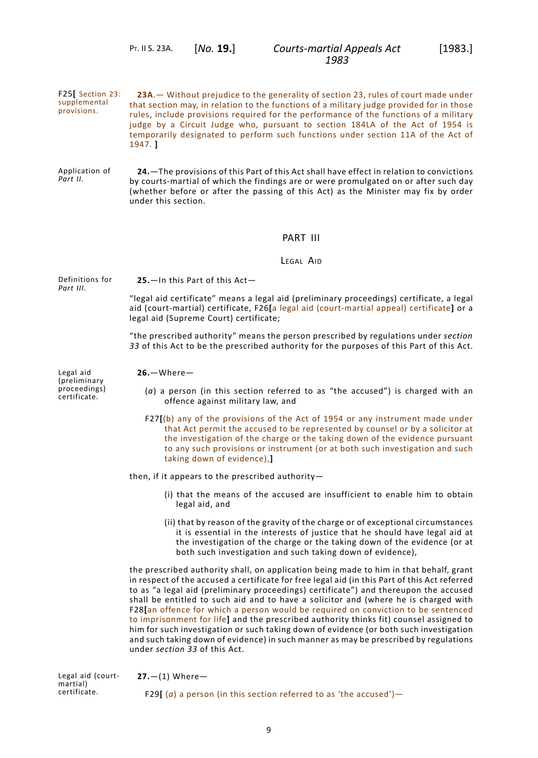F25[ Section 23: supplemental provisions.

**23A**.— Without prejudice to the generality of section 23, rules of court made under that section may, in relation to the functions of a military judge provided for in those rules, include provisions required for the performance of the functions of a military judge by a Circuit Judge who, pursuant to section 184LA of the Act of 1954 is temporarily designated to perform such functions under section 11A of the Act of 1947. ]

Application of *Part II*.

**24.**—The provisions of this Part of this Act shall have effect in relation to convictions by courts-martial of which the findings are or were promulgated on or after such day (whether before or after the passing of this Act) as the Minister may fix by order under this section.

## PART III

### Legal Aid

Definitions for *Part III*.

**25.**—In this Part of this Act—

"legal aid certificate" means a legal aid (preliminary proceedings) certificate, a legal aid (court-martial) certificate, F26[a legal aid (court-martial appeal) certificate] or a legal aid (Supreme Court) certificate;

"the prescribed authority" means the person prescribed by regulations under *section 33* of this Act to be the prescribed authority for the purposes of this Part of this Act.

Legal aid (preliminary proceedings) certificate.

**26.**—Where—

(*a*) a person (in this section referred to as "the accused") is charged with an offence against military law, and

F27[(b) any of the provisions of the Act of 1954 or any instrument made under that Act permit the accused to be represented by counsel or by a solicitor at the investigation of the charge or the taking down of the evidence pursuant to any such provisions or instrument (or at both such investigation and such taking down of evidence),]

then, if it appears to the prescribed authority—

(i) that the means of the accused are insufficient to enable him to obtain legal aid, and

(ii) that by reason of the gravity of the charge or of exceptional circumstances it is essential in the interests of justice that he should have legal aid at the investigation of the charge or the taking down of the evidence (or at both such investigation and such taking down of evidence),

the prescribed authority shall, on application being made to him in that behalf, grant in respect of the accused a certificate for free legal aid (in this Part of this Act referred to as "a legal aid (preliminary proceedings) certificate") and thereupon the accused shall be entitled to such aid and to have a solicitor and (where he is charged with F28[an offence for which a person would be required on conviction to be sentenced to imprisonment for life] and the prescribed authority thinks fit) counsel assigned to him for such investigation or such taking down of evidence (or both such investigation and such taking down of evidence) in such manner as may be prescribed by regulations under *section 33* of this Act.

Legal aid (court-martial) certificate.

**27.**—(1) Where—

F29[ (*a*) a person (in this section referred to as 'the accused')—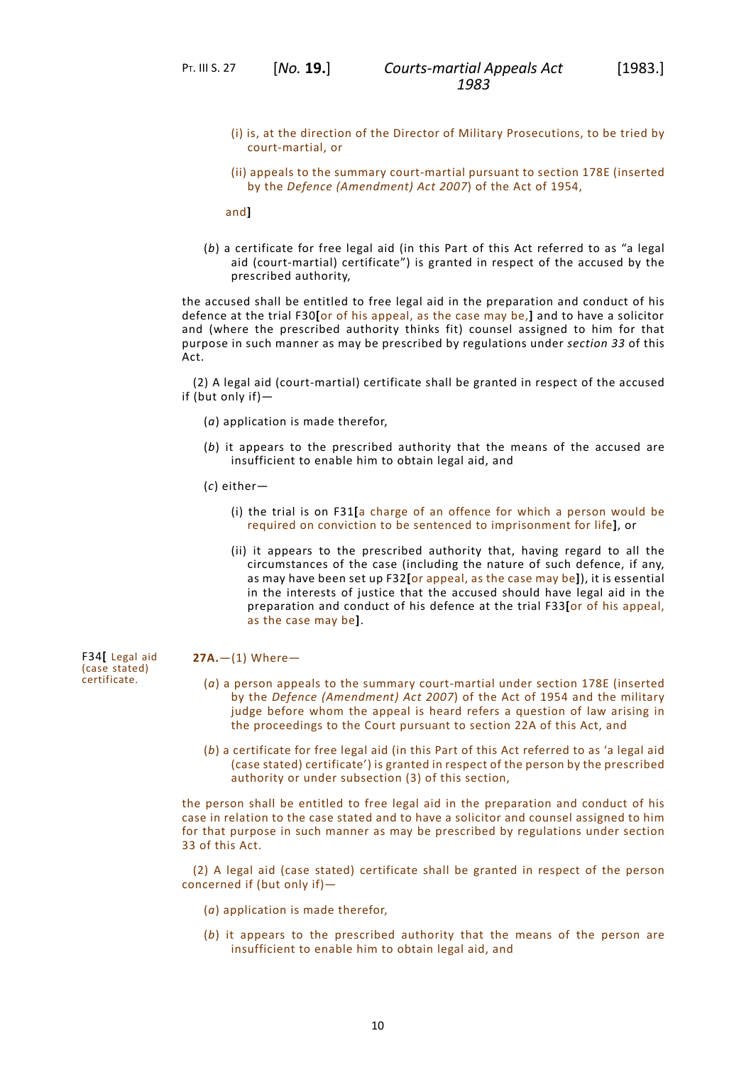(i) is, at the direction of the Director of Military Prosecutions, to be tried by court-martial, or

(ii) appeals to the summary court-martial pursuant to section 178E (inserted by the *Defence (Amendment) Act 2007*) of the Act of 1954,

and**]**

(*b*) a certificate for free legal aid (in this Part of this Act referred to as "a legal aid (court-martial) certificate") is granted in respect of the accused by the prescribed authority,

the accused shall be entitled to free legal aid in the preparation and conduct of his defence at the trial F30**[**or of his appeal, as the case may be,**]** and to have a solicitor and (where the prescribed authority thinks fit) counsel assigned to him for that purpose in such manner as may be prescribed by regulations under *section 33* of this Act.

(2) A legal aid (court-martial) certificate shall be granted in respect of the accused if (but only if)—

(*a*) application is made therefor,

(*b*) it appears to the prescribed authority that the means of the accused are insufficient to enable him to obtain legal aid, and

(*c*) either—

(i) the trial is on F31**[**a charge of an offence for which a person would be required on conviction to be sentenced to imprisonment for life**]**, or

(ii) it appears to the prescribed authority that, having regard to all the circumstances of the case (including the nature of such defence, if any, as may have been set up F32**[**or appeal, as the case may be**]**), it is essential in the interests of justice that the accused should have legal aid in the preparation and conduct of his defence at the trial F33**[**or of his appeal, as the case may be**]**.

F34**[** Legal aid (case stated) certificate.

**27A.**—(1) Where—

(*a*) a person appeals to the summary court-martial under section 178E (inserted by the *Defence (Amendment) Act 2007*) of the Act of 1954 and the military judge before whom the appeal is heard refers a question of law arising in the proceedings to the Court pursuant to section 22A of this Act, and

(*b*) a certificate for free legal aid (in this Part of this Act referred to as 'a legal aid (case stated) certificate') is granted in respect of the person by the prescribed authority or under subsection (3) of this section,

the person shall be entitled to free legal aid in the preparation and conduct of his case in relation to the case stated and to have a solicitor and counsel assigned to him for that purpose in such manner as may be prescribed by regulations under section 33 of this Act.

(2) A legal aid (case stated) certificate shall be granted in respect of the person concerned if (but only if)—

(*a*) application is made therefor,

(*b*) it appears to the prescribed authority that the means of the person are insufficient to enable him to obtain legal aid, and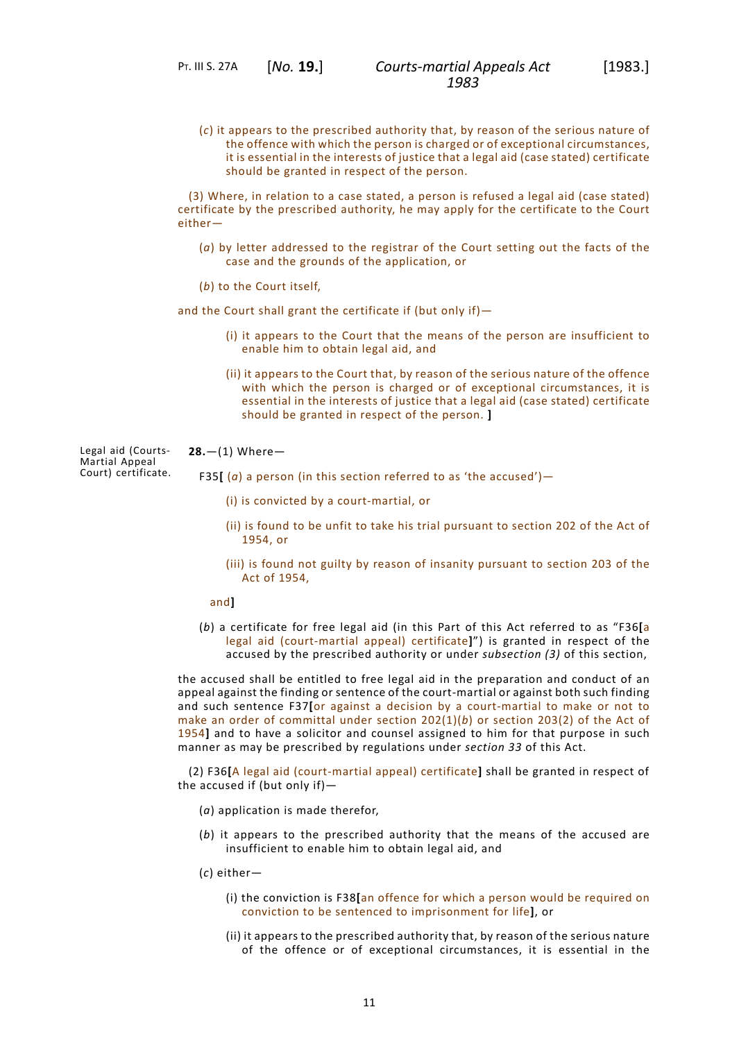(*c*) it appears to the prescribed authority that, by reason of the serious nature of the offence with which the person is charged or of exceptional circumstances, it is essential in the interests of justice that a legal aid (case stated) certificate should be granted in respect of the person.

(3) Where, in relation to a case stated, a person is refused a legal aid (case stated) certificate by the prescribed authority, he may apply for the certificate to the Court either—

(*a*) by letter addressed to the registrar of the Court setting out the facts of the case and the grounds of the application, or

(*b*) to the Court itself,

and the Court shall grant the certificate if (but only if)—

(i) it appears to the Court that the means of the person are insufficient to enable him to obtain legal aid, and

(ii) it appears to the Court that, by reason of the serious nature of the offence with which the person is charged or of exceptional circumstances, it is essential in the interests of justice that a legal aid (case stated) certificate should be granted in respect of the person. ]

Legal aid (Courts-Martial Appeal Court) certificate.

**28.**—(1) Where—

F35[ (*a*) a person (in this section referred to as 'the accused')—

(i) is convicted by a court-martial, or

(ii) is found to be unfit to take his trial pursuant to section 202 of the Act of 1954, or

(iii) is found not guilty by reason of insanity pursuant to section 203 of the Act of 1954,

and]

(*b*) a certificate for free legal aid (in this Part of this Act referred to as "F36[a legal aid (court-martial appeal) certificate]") is granted in respect of the accused by the prescribed authority or under *subsection (3)* of this section,

the accused shall be entitled to free legal aid in the preparation and conduct of an appeal against the finding or sentence of the court-martial or against both such finding and such sentence F37[or against a decision by a court-martial to make or not to make an order of committal under section 202(1)(*b*) or section 203(2) of the Act of 1954] and to have a solicitor and counsel assigned to him for that purpose in such manner as may be prescribed by regulations under *section 33* of this Act.

(2) F36[A legal aid (court-martial appeal) certificate] shall be granted in respect of the accused if (but only if)—

(*a*) application is made therefor,

(*b*) it appears to the prescribed authority that the means of the accused are insufficient to enable him to obtain legal aid, and

(*c*) either—

(i) the conviction is F38[an offence for which a person would be required on conviction to be sentenced to imprisonment for life], or

(ii) it appears to the prescribed authority that, by reason of the serious nature of the offence or of exceptional circumstances, it is essential in the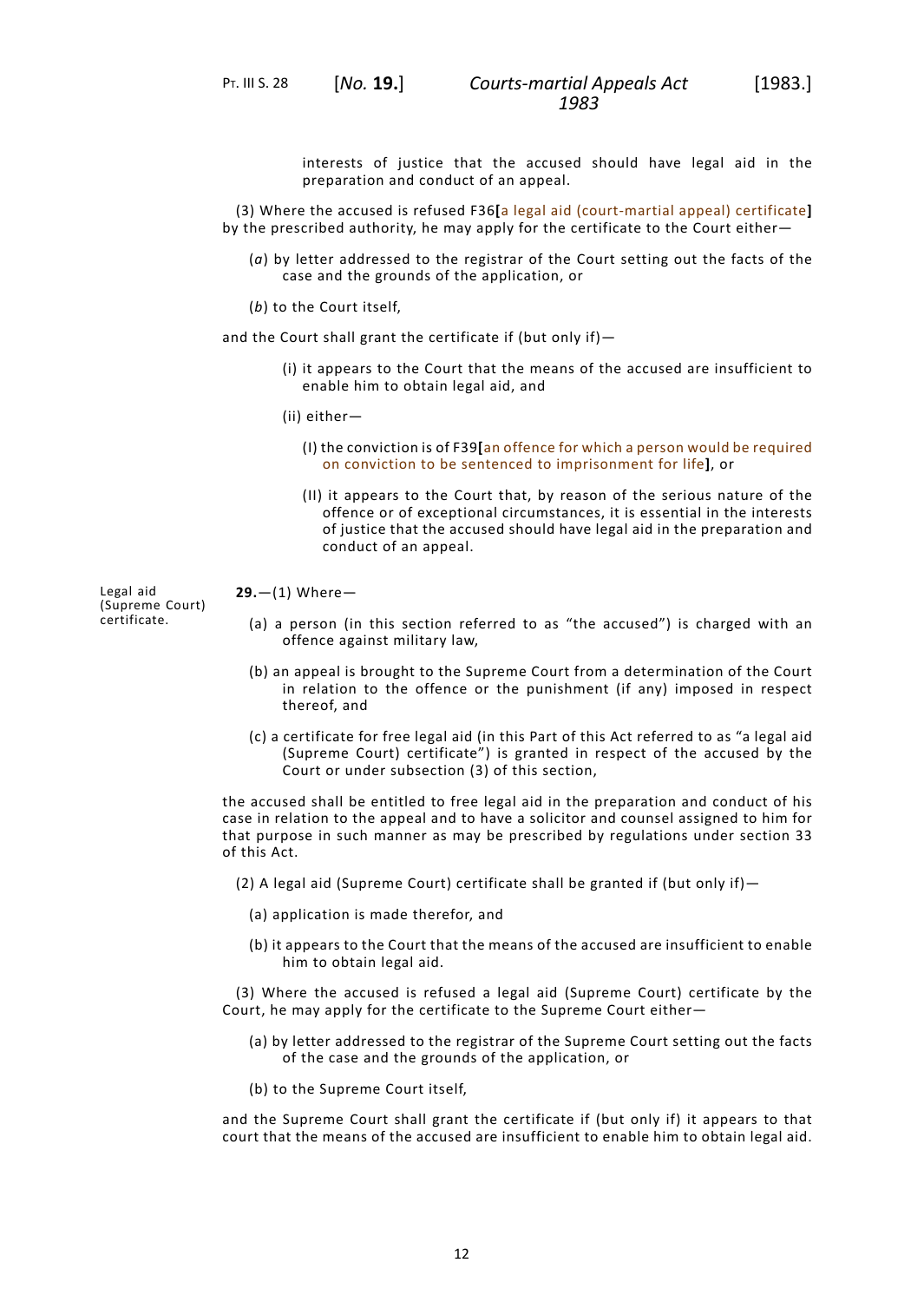interests of justice that the accused should have legal aid in the preparation and conduct of an appeal.

(3) Where the accused is refused F36[a legal aid (court-martial appeal) certificate] by the prescribed authority, he may apply for the certificate to the Court either—

(*a*) by letter addressed to the registrar of the Court setting out the facts of the case and the grounds of the application, or

(*b*) to the Court itself,

and the Court shall grant the certificate if (but only if)—

(i) it appears to the Court that the means of the accused are insufficient to enable him to obtain legal aid, and

(ii) either—

(I) the conviction is of F39[an offence for which a person would be required on conviction to be sentenced to imprisonment for life], or

(II) it appears to the Court that, by reason of the serious nature of the offence or of exceptional circumstances, it is essential in the interests of justice that the accused should have legal aid in the preparation and conduct of an appeal.

Legal aid (Supreme Court) certificate.

**29.**—(1) Where—

(a) a person (in this section referred to as "the accused") is charged with an offence against military law,

(b) an appeal is brought to the Supreme Court from a determination of the Court in relation to the offence or the punishment (if any) imposed in respect thereof, and

(c) a certificate for free legal aid (in this Part of this Act referred to as "a legal aid (Supreme Court) certificate") is granted in respect of the accused by the Court or under subsection (3) of this section,

the accused shall be entitled to free legal aid in the preparation and conduct of his case in relation to the appeal and to have a solicitor and counsel assigned to him for that purpose in such manner as may be prescribed by regulations under section 33 of this Act.

(2) A legal aid (Supreme Court) certificate shall be granted if (but only if)—

(a) application is made therefor, and

(b) it appears to the Court that the means of the accused are insufficient to enable him to obtain legal aid.

(3) Where the accused is refused a legal aid (Supreme Court) certificate by the Court, he may apply for the certificate to the Supreme Court either—

(a) by letter addressed to the registrar of the Supreme Court setting out the facts of the case and the grounds of the application, or

(b) to the Supreme Court itself,

and the Supreme Court shall grant the certificate if (but only if) it appears to that court that the means of the accused are insufficient to enable him to obtain legal aid.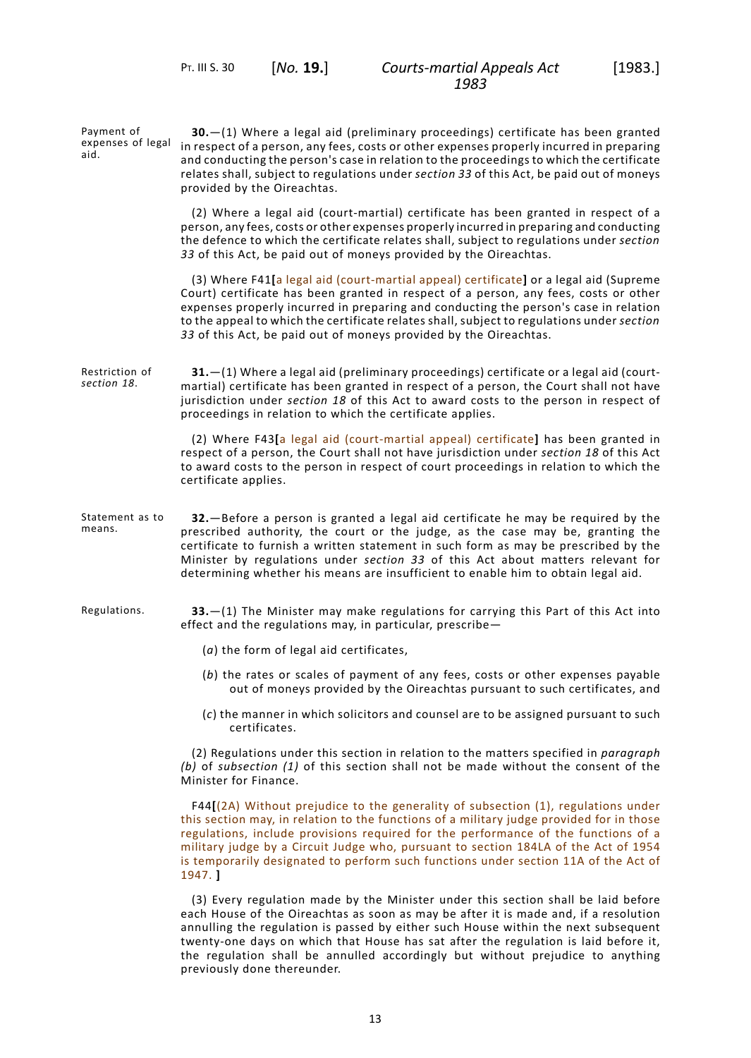Payment of expenses of legal aid.

**30.**—(1) Where a legal aid (preliminary proceedings) certificate has been granted in respect of a person, any fees, costs or other expenses properly incurred in preparing and conducting the person's case in relation to the proceedings to which the certificate relates shall, subject to regulations under *section 33* of this Act, be paid out of moneys provided by the Oireachtas.

(2) Where a legal aid (court-martial) certificate has been granted in respect of a person, any fees, costs or other expenses properly incurred in preparing and conducting the defence to which the certificate relates shall, subject to regulations under *section 33* of this Act, be paid out of moneys provided by the Oireachtas.

(3) Where F41[a legal aid (court-martial appeal) certificate] or a legal aid (Supreme Court) certificate has been granted in respect of a person, any fees, costs or other expenses properly incurred in preparing and conducting the person's case in relation to the appeal to which the certificate relates shall, subject to regulations under *section 33* of this Act, be paid out of moneys provided by the Oireachtas.

Restriction of *section 18*.

**31.**—(1) Where a legal aid (preliminary proceedings) certificate or a legal aid (court-martial) certificate has been granted in respect of a person, the Court shall not have jurisdiction under *section 18* of this Act to award costs to the person in respect of proceedings in relation to which the certificate applies.

(2) Where F43[a legal aid (court-martial appeal) certificate] has been granted in respect of a person, the Court shall not have jurisdiction under *section 18* of this Act to award costs to the person in respect of court proceedings in relation to which the certificate applies.

Statement as to means.

**32.**—Before a person is granted a legal aid certificate he may be required by the prescribed authority, the court or the judge, as the case may be, granting the certificate to furnish a written statement in such form as may be prescribed by the Minister by regulations under *section 33* of this Act about matters relevant for determining whether his means are insufficient to enable him to obtain legal aid.

Regulations.

**33.**—(1) The Minister may make regulations for carrying this Part of this Act into effect and the regulations may, in particular, prescribe—

(*a*) the form of legal aid certificates,

(*b*) the rates or scales of payment of any fees, costs or other expenses payable out of moneys provided by the Oireachtas pursuant to such certificates, and

(*c*) the manner in which solicitors and counsel are to be assigned pursuant to such certificates.

(2) Regulations under this section in relation to the matters specified in *paragraph (b)* of *subsection (1)* of this section shall not be made without the consent of the Minister for Finance.

F44[(2A) Without prejudice to the generality of subsection (1), regulations under this section may, in relation to the functions of a military judge provided for in those regulations, include provisions required for the performance of the functions of a military judge by a Circuit Judge who, pursuant to section 184LA of the Act of 1954 is temporarily designated to perform such functions under section 11A of the Act of 1947. ]

(3) Every regulation made by the Minister under this section shall be laid before each House of the Oireachtas as soon as may be after it is made and, if a resolution annulling the regulation is passed by either such House within the next subsequent twenty-one days on which that House has sat after the regulation is laid before it, the regulation shall be annulled accordingly but without prejudice to anything previously done thereunder.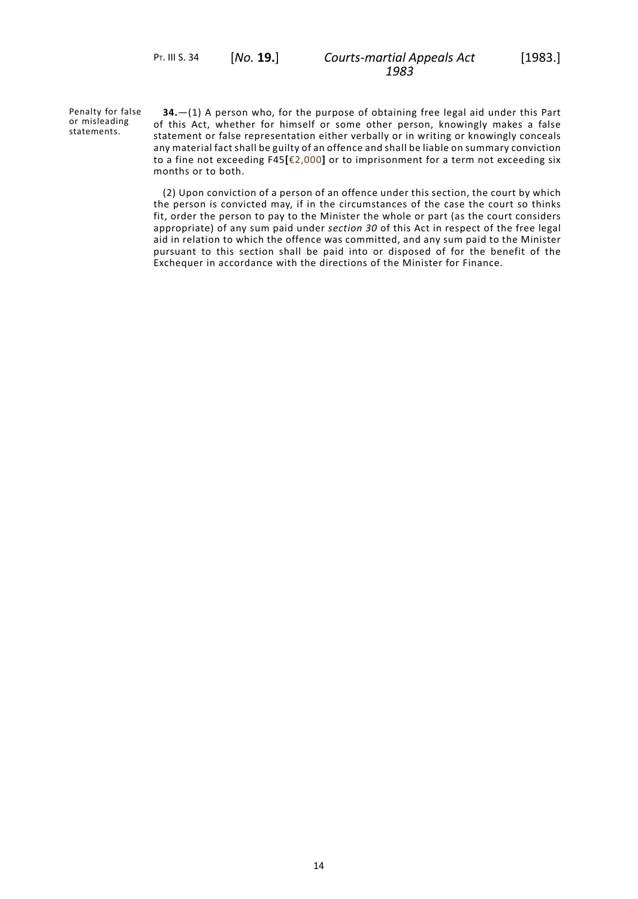Penalty for false or misleading statements.

**34.**—(1) A person who, for the purpose of obtaining free legal aid under this Part of this Act, whether for himself or some other person, knowingly makes a false statement or false representation either verbally or in writing or knowingly conceals any material fact shall be guilty of an offence and shall be liable on summary conviction to a fine not exceeding F45[€2,000] or to imprisonment for a term not exceeding six months or to both.

(2) Upon conviction of a person of an offence under this section, the court by which the person is convicted may, if in the circumstances of the case the court so thinks fit, order the person to pay to the Minister the whole or part (as the court considers appropriate) of any sum paid under *section 30* of this Act in respect of the free legal aid in relation to which the offence was committed, and any sum paid to the Minister pursuant to this section shall be paid into or disposed of for the benefit of the Exchequer in accordance with the directions of the Minister for Finance.